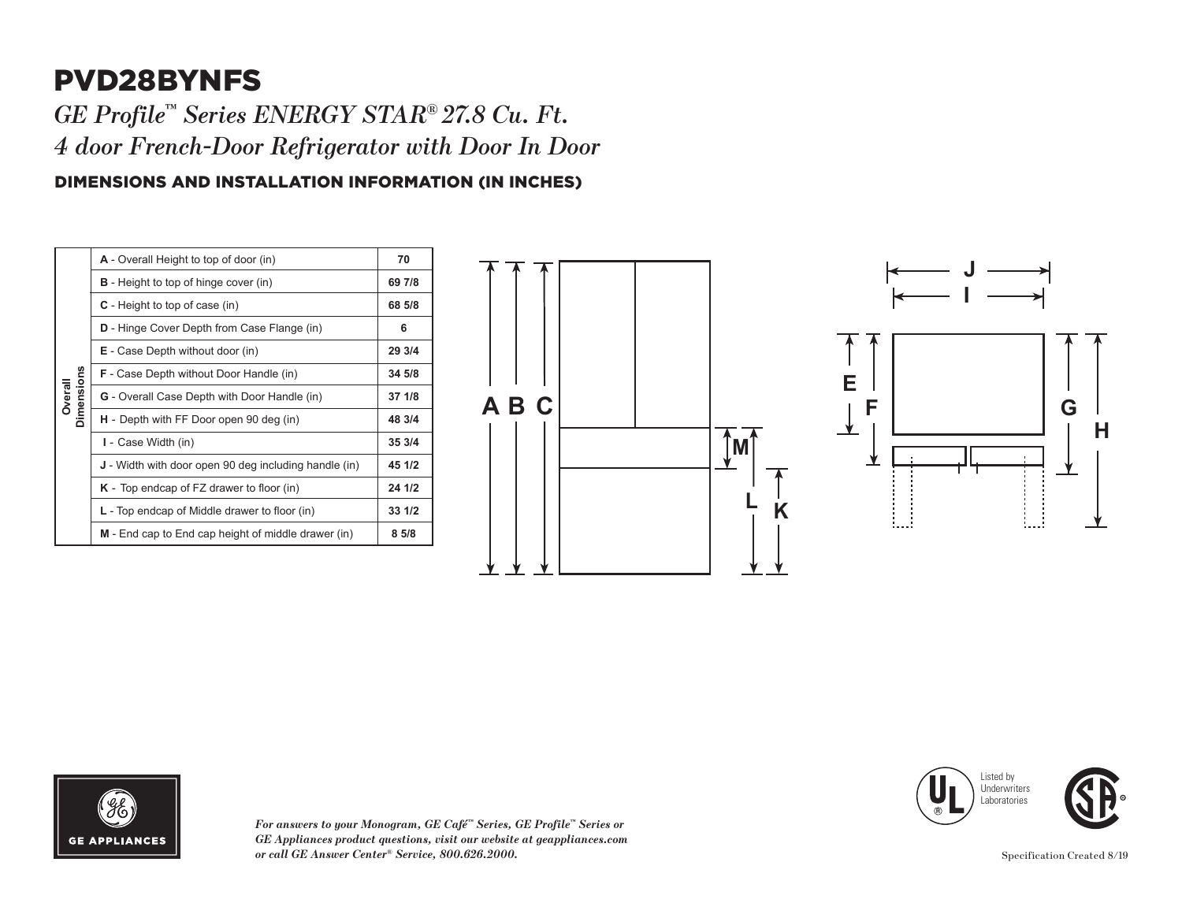# PVD28BYNFS

## *GE Profile™ Series ENERGY STAR® 27.8 Cu. Ft. 4 door French-Door Refrigerator with Door In Door*

### DIMENSIONS AND INSTALLATION INFORMATION (IN INCHES)

| | | |
|---|---|---|
| Overall Dimensions | **A** - Overall Height to top of door (in) | **70** |
| | **B** - Height to top of hinge cover (in) | **69 7/8** |
| | **C** - Height to top of case (in) | **68 5/8** |
| | **D** - Hinge Cover Depth from Case Flange (in) | **6** |
| | **E** - Case Depth without door (in) | **29 3/4** |
| | **F** - Case Depth without Door Handle (in) | **34 5/8** |
| | **G** - Overall Case Depth with Door Handle (in) | **37 1/8** |
| | **H** - Depth with FF Door open 90 deg (in) | **48 3/4** |
| | **I** - Case Width (in) | **35 3/4** |
| | **J** - Width with door open 90 deg including handle (in) | **45 1/2** |
| | **K** - Top endcap of FZ drawer to floor (in) | **24 1/2** |
| | **L** - Top endcap of Middle drawer to floor (in) | **33 1/2** |
| | **M** - End cap to End cap height of middle drawer (in) | **8 5/8** |

*For answers to your Monogram, GE Café™ Series, GE Profile™ Series or GE Appliances product questions, visit our website at geappliances.com or call GE Answer Center® Service, 800.626.2000.*

Listed by Underwriters Laboratories

Specification Created 8/19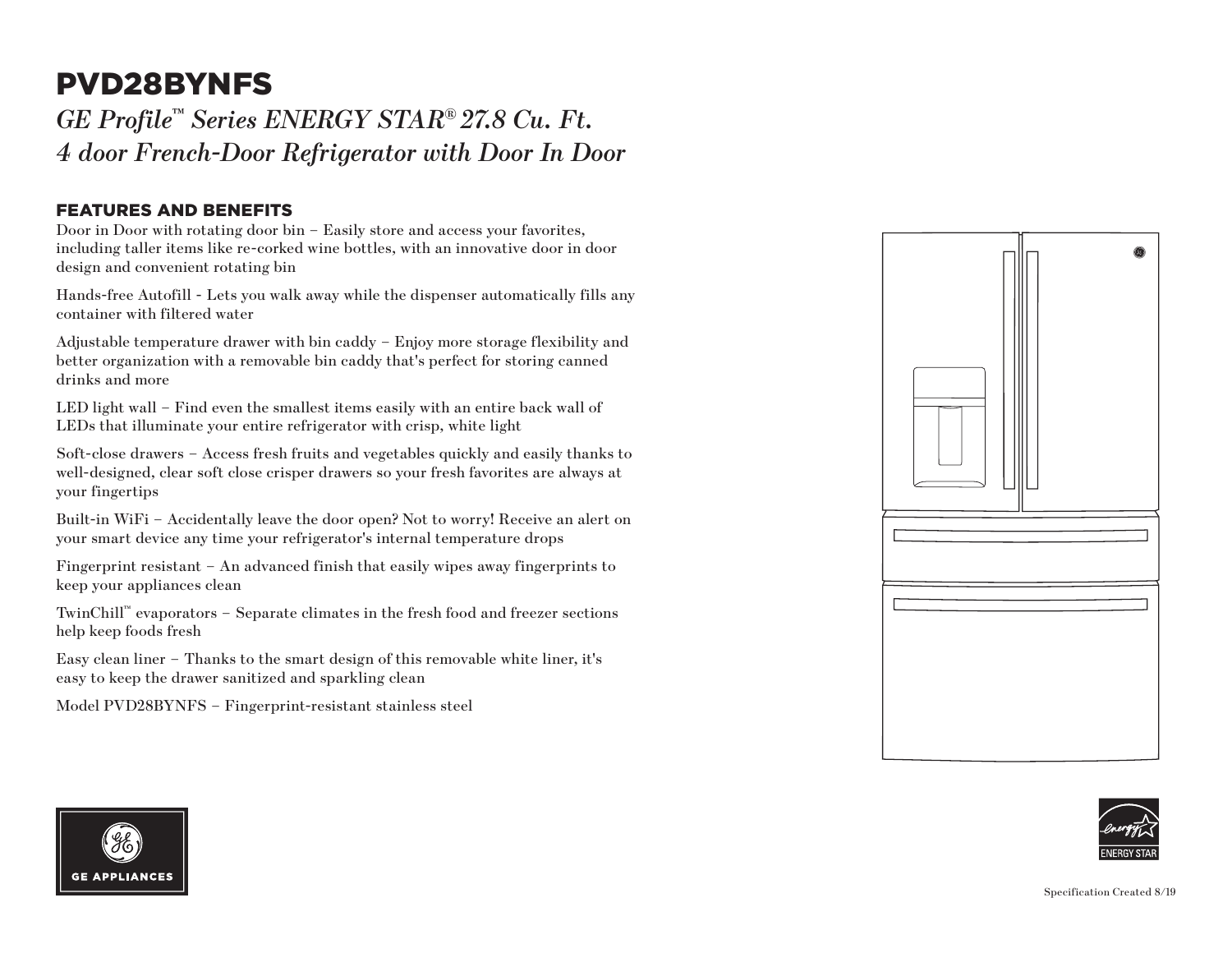# PVD28BYNFS

*GE Profile™ Series ENERGY STAR® 27.8 Cu. Ft. 4 door French-Door Refrigerator with Door In Door*

## FEATURES AND BENEFITS

Door in Door with rotating door bin – Easily store and access your favorites, including taller items like re-corked wine bottles, with an innovative door in door design and convenient rotating bin

Hands-free Autofill - Lets you walk away while the dispenser automatically fills any container with filtered water

Adjustable temperature drawer with bin caddy – Enjoy more storage flexibility and better organization with a removable bin caddy that's perfect for storing canned drinks and more

LED light wall – Find even the smallest items easily with an entire back wall of LEDs that illuminate your entire refrigerator with crisp, white light

Soft-close drawers – Access fresh fruits and vegetables quickly and easily thanks to well-designed, clear soft close crisper drawers so your fresh favorites are always at your fingertips

Built-in WiFi – Accidentally leave the door open? Not to worry! Receive an alert on your smart device any time your refrigerator's internal temperature drops

Fingerprint resistant – An advanced finish that easily wipes away fingerprints to keep your appliances clean

TwinChill™ evaporators – Separate climates in the fresh food and freezer sections help keep foods fresh

Easy clean liner – Thanks to the smart design of this removable white liner, it's easy to keep the drawer sanitized and sparkling clean

Model PVD28BYNFS – Fingerprint-resistant stainless steel

GE APPLIANCES

ENERGY STAR

Specification Created 8/19